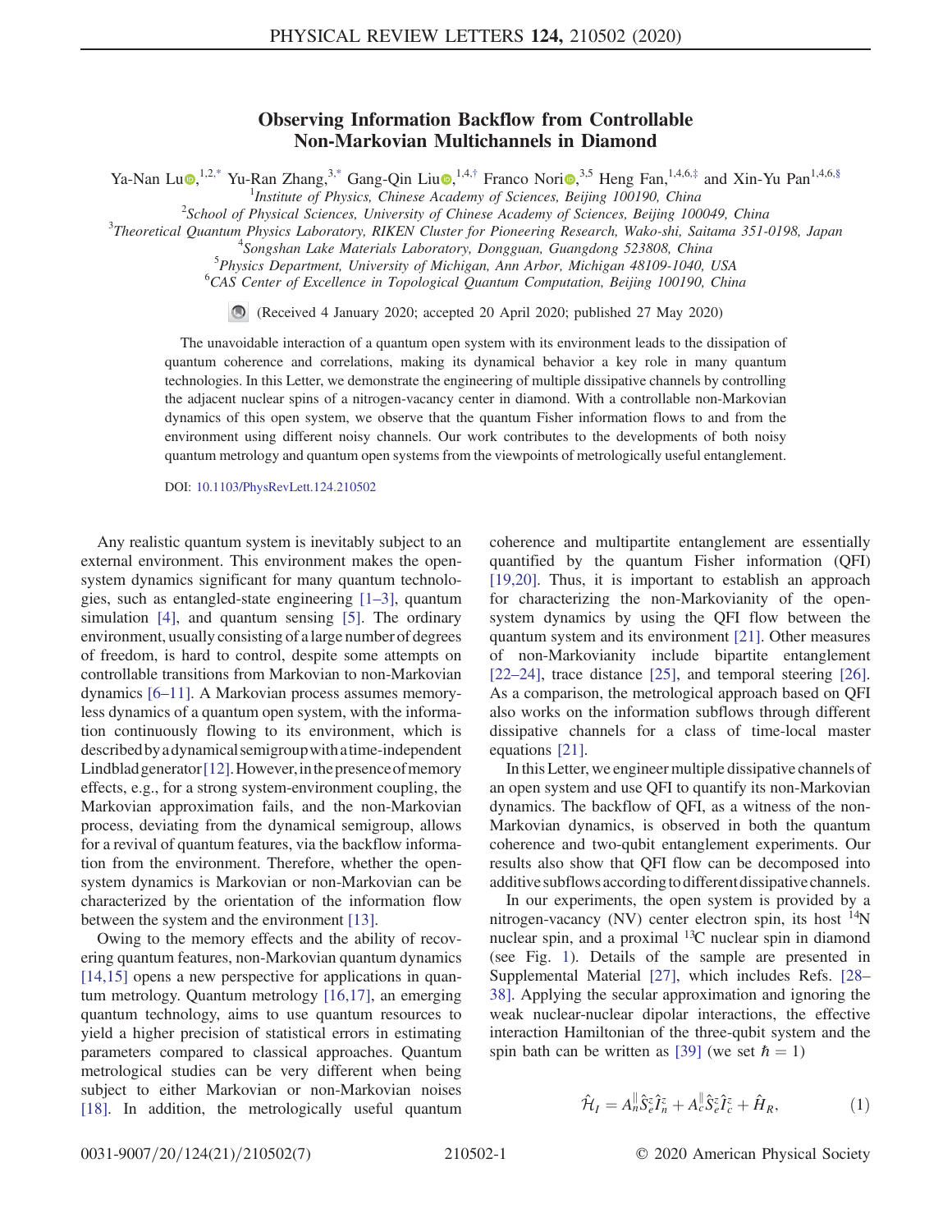# Observing Information Backflow from Controllable Non-Markovian Multichannels in Diamond

Ya-Nan Lu,[1,2,*] Yu-Ran Zhang,[3,*] Gang-Qin Liu,[1,4,†] Franco Nori,[3,5] Heng Fan,[1,4,6,‡] and Xin-Yu Pan[1,4,6,§]

[1]*Institute of Physics, Chinese Academy of Sciences, Beijing 100190, China*
[2]*School of Physical Sciences, University of Chinese Academy of Sciences, Beijing 100049, China*
[3]*Theoretical Quantum Physics Laboratory, RIKEN Cluster for Pioneering Research, Wako-shi, Saitama 351-0198, Japan*
[4]*Songshan Lake Materials Laboratory, Dongguan, Guangdong 523808, China*
[5]*Physics Department, University of Michigan, Ann Arbor, Michigan 48109-1040, USA*
[6]*CAS Center of Excellence in Topological Quantum Computation, Beijing 100190, China*

(Received 4 January 2020; accepted 20 April 2020; published 27 May 2020)

The unavoidable interaction of a quantum open system with its environment leads to the dissipation of quantum coherence and correlations, making its dynamical behavior a key role in many quantum technologies. In this Letter, we demonstrate the engineering of multiple dissipative channels by controlling the adjacent nuclear spins of a nitrogen-vacancy center in diamond. With a controllable non-Markovian dynamics of this open system, we observe that the quantum Fisher information flows to and from the environment using different noisy channels. Our work contributes to the developments of both noisy quantum metrology and quantum open systems from the viewpoints of metrologically useful entanglement.

DOI: 10.1103/PhysRevLett.124.210502

Any realistic quantum system is inevitably subject to an external environment. This environment makes the open-system dynamics significant for many quantum technologies, such as entangled-state engineering [1–3], quantum simulation [4], and quantum sensing [5]. The ordinary environment, usually consisting of a large number of degrees of freedom, is hard to control, despite some attempts on controllable transitions from Markovian to non-Markovian dynamics [6–11]. A Markovian process assumes memoryless dynamics of a quantum open system, with the information continuously flowing to its environment, which is described by a dynamical semigroup with a time-independent Lindblad generator [12]. However, in the presence of memory effects, e.g., for a strong system-environment coupling, the Markovian approximation fails, and the non-Markovian process, deviating from the dynamical semigroup, allows for a revival of quantum features, via the backflow information from the environment. Therefore, whether the open-system dynamics is Markovian or non-Markovian can be characterized by the orientation of the information flow between the system and the environment [13].

Owing to the memory effects and the ability of recovering quantum features, non-Markovian quantum dynamics [14,15] opens a new perspective for applications in quantum metrology. Quantum metrology [16,17], an emerging quantum technology, aims to use quantum resources to yield a higher precision of statistical errors in estimating parameters compared to classical approaches. Quantum metrological studies can be very different when being subject to either Markovian or non-Markovian noises [18]. In addition, the metrologically useful quantum coherence and multipartite entanglement are essentially quantified by the quantum Fisher information (QFI) [19,20]. Thus, it is important to establish an approach for characterizing the non-Markovianity of the open-system dynamics by using the QFI flow between the quantum system and its environment [21]. Other measures of non-Markovianity include bipartite entanglement [22–24], trace distance [25], and temporal steering [26]. As a comparison, the metrological approach based on QFI also works on the information subflows through different dissipative channels for a class of time-local master equations [21].

In this Letter, we engineer multiple dissipative channels of an open system and use QFI to quantify its non-Markovian dynamics. The backflow of QFI, as a witness of the non-Markovian dynamics, is observed in both the quantum coherence and two-qubit entanglement experiments. Our results also show that QFI flow can be decomposed into additive subflows according to different dissipative channels.

In our experiments, the open system is provided by a nitrogen-vacancy (NV) center electron spin, its host $^{14}$N nuclear spin, and a proximal $^{13}$C nuclear spin in diamond (see Fig. 1). Details of the sample are presented in Supplemental Material [27], which includes Refs. [28–38]. Applying the secular approximation and ignoring the weak nuclear-nuclear dipolar interactions, the effective interaction Hamiltonian of the three-qubit system and the spin bath can be written as [39] (we set $\hbar = 1$)

$$\hat{\mathcal{H}}_I = A_n^{\parallel}\hat{S}_e^z\hat{I}_n^z + A_c^{\parallel}\hat{S}_e^z\hat{I}_c^z + \hat{H}_R, \tag{1}$$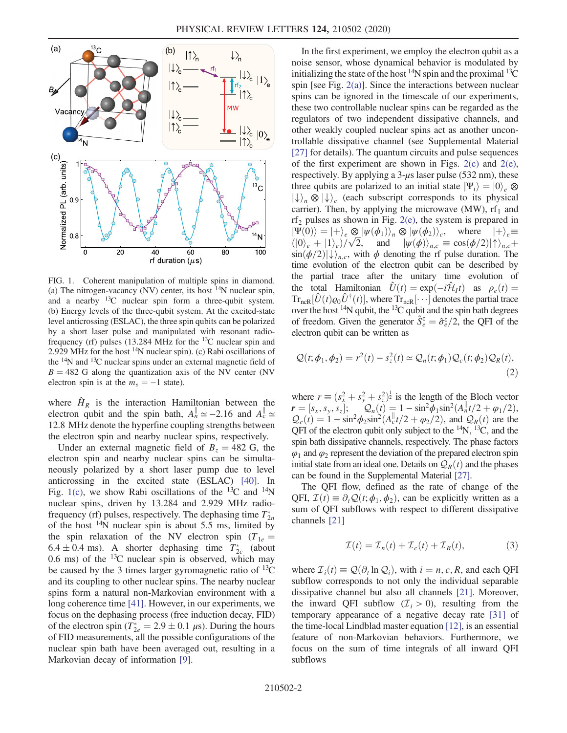FIG. 1. Coherent manipulation of multiple spins in diamond. (a) The nitrogen-vacancy (NV) center, its host $^{14}$N nuclear spin, and a nearby $^{13}$C nuclear spin form a three-qubit system. (b) Energy levels of the three-qubit system. At the excited-state level anticrossing (ESLAC), the three spin qubits can be polarized by a short laser pulse and manipulated with resonant radio-frequency (rf) pulses (13.284 MHz for the $^{13}$C nuclear spin and 2.929 MHz for the host $^{14}$N nuclear spin). (c) Rabi oscillations of the $^{14}$N and $^{13}$C nuclear spins under an external magnetic field of $B = 482$ G along the quantization axis of the NV center (NV electron spin is at the $m_s = -1$ state).

where $\hat{H}_R$ is the interaction Hamiltonian between the electron qubit and the spin bath, $A_n^{\parallel} \simeq -2.16$ and $A_c^{\parallel} \simeq 12.8$ MHz denote the hyperfine coupling strengths between the electron spin and nearby nuclear spins, respectively.

Under an external magnetic field of $B_z = 482$ G, the electron spin and nearby nuclear spins can be simultaneously polarized by a short laser pump due to level anticrossing in the excited state (ESLAC) [40]. In Fig. 1(c), we show Rabi oscillations of the $^{13}$C and $^{14}$N nuclear spins, driven by 13.284 and 2.929 MHz radio-frequency (rf) pulses, respectively. The dephasing time $T_{2n}^*$ of the host $^{14}$N nuclear spin is about 5.5 ms, limited by the spin relaxation of the NV electron spin ($T_{1e} = 6.4 \pm 0.4$ ms). A shorter dephasing time $T_{2c}^*$ (about 0.6 ms) of the $^{13}$C nuclear spin is observed, which may be caused by the 3 times larger gyromagnetic ratio of $^{13}$C and its coupling to other nuclear spins. The nearby nuclear spins form a natural non-Markovian environment with a long coherence time [41]. However, in our experiments, we focus on the dephasing process (free induction decay, FID) of the electron spin ($T_{2e}^* = 2.9 \pm 0.1$ μs). During the hours of FID measurements, all the possible configurations of the nuclear spin bath have been averaged out, resulting in a Markovian decay of information [9].

In the first experiment, we employ the electron qubit as a noise sensor, whose dynamical behavior is modulated by initializing the state of the host $^{14}$N spin and the proximal $^{13}$C spin [see Fig. 2(a)]. Since the interactions between nuclear spins can be ignored in the timescale of our experiments, these two controllable nuclear spins can be regarded as the regulators of two independent dissipative channels, and other weakly coupled nuclear spins act as another uncontrollable dissipative channel (see Supplemental Material [27] for details). The quantum circuits and pulse sequences of the first experiment are shown in Figs. 2(c) and 2(e), respectively. By applying a 3-μs laser pulse (532 nm), these three qubits are polarized to an initial state $|\Psi_i\rangle = |0\rangle_e \otimes |\downarrow\rangle_n \otimes |\downarrow\rangle_c$ (each subscript corresponds to its physical carrier). Then, by applying the microwave (MW), rf$_1$ and rf$_2$ pulses as shown in Fig. 2(e), the system is prepared in $|\Psi(0)\rangle = |+\rangle_e \otimes |\psi(\phi_1)\rangle_n \otimes |\psi(\phi_2)\rangle_c$, where $|+\rangle_e \equiv (|0\rangle_e + |1\rangle_e)/\sqrt{2}$, and $|\psi(\phi)\rangle_{n,c} \equiv \cos(\phi/2)|\uparrow\rangle_{n,c} + \sin(\phi/2)|\downarrow\rangle_{n,c}$, with $\phi$ denoting the rf pulse duration. The time evolution of the electron qubit can be described by the partial trace after the unitary time evolution of the total Hamiltonian $\hat{U}(t) = \exp(-i\hat{\mathcal{H}}_I t)$ as $\rho_e(t) = \mathrm{Tr}_{\mathrm{ncR}}[\hat{U}(t)\varrho_0\hat{U}^{\dagger}(t)]$, where $\mathrm{Tr}_{\mathrm{ncR}}[\cdots]$ denotes the partial trace over the host $^{14}$N qubit, the $^{13}$C qubit and the spin bath degrees of freedom. Given the generator $\hat{S}_e^z = \hat{\sigma}_e^z/2$, the QFI of the electron qubit can be written as

$$\mathcal{Q}(t;\phi_1,\phi_2) = r^2(t) - s_z^2(t) \simeq \mathcal{Q}_n(t;\phi_1)\mathcal{Q}_c(t;\phi_2)\mathcal{Q}_R(t), \tag{2}$$

where $r \equiv (s_x^2 + s_y^2 + s_z^2)^{\frac{1}{2}}$ is the length of the Bloch vector $\boldsymbol{r} = [s_x, s_y, s_z]$; $\mathcal{Q}_n(t) = 1 - \sin^2\phi_1 \sin^2(A_n^{\parallel}t/2 + \varphi_1/2)$, $\mathcal{Q}_c(t) = 1 - \sin^2\phi_2 \sin^2(A_c^{\parallel}t/2 + \varphi_2/2)$, and $\mathcal{Q}_R(t)$ are the QFI of the electron qubit only subject to the $^{14}$N, $^{13}$C, and the spin bath dissipative channels, respectively. The phase factors $\varphi_1$ and $\varphi_2$ represent the deviation of the prepared electron spin initial state from an ideal one. Details on $\mathcal{Q}_R(t)$ and the phases can be found in the Supplemental Material [27].

The QFI flow, defined as the rate of change of the QFI, $\mathcal{I}(t) \equiv \partial_t \mathcal{Q}(t;\phi_1,\phi_2)$, can be explicitly written as a sum of QFI subflows with respect to different dissipative channels [21]

$$\mathcal{I}(t) = \mathcal{I}_n(t) + \mathcal{I}_c(t) + \mathcal{I}_R(t), \tag{3}$$

where $\mathcal{I}_i(t) \equiv \mathcal{Q}(\partial_t \ln \mathcal{Q}_i)$, with $i = n, c, R$, and each QFI subflow corresponds to not only the individual separable dissipative channel but also all channels [21]. Moreover, the inward QFI subflow ($\mathcal{I}_i > 0$), resulting from the temporary appearance of a negative decay rate [31] of the time-local Lindblad master equation [12], is an essential feature of non-Markovian behaviors. Furthermore, we focus on the sum of time integrals of all inward QFI subflows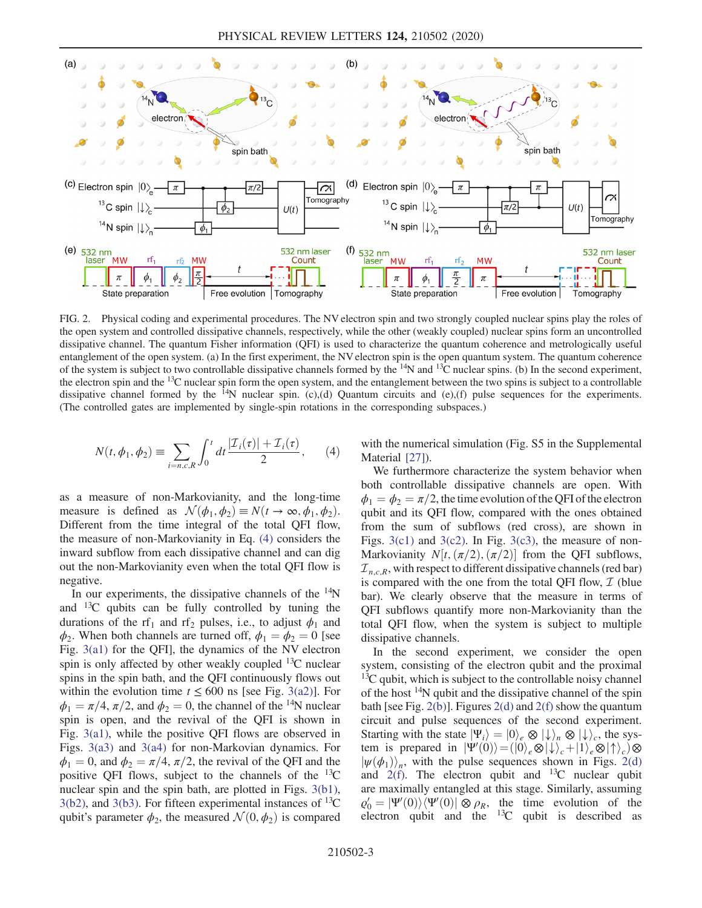FIG. 2. Physical coding and experimental procedures. The NV electron spin and two strongly coupled nuclear spins play the roles of the open system and controlled dissipative channels, respectively, while the other (weakly coupled) nuclear spins form an uncontrolled dissipative channel. The quantum Fisher information (QFI) is used to characterize the quantum coherence and metrologically useful entanglement of the open system. (a) In the first experiment, the NV electron spin is the open quantum system. The quantum coherence of the system is subject to two controllable dissipative channels formed by the $^{14}$N and $^{13}$C nuclear spins. (b) In the second experiment, the electron spin and the $^{13}$C nuclear spin form the open system, and the entanglement between the two spins is subject to a controllable dissipative channel formed by the $^{14}$N nuclear spin. (c),(d) Quantum circuits and (e),(f) pulse sequences for the experiments. (The controlled gates are implemented by single-spin rotations in the corresponding subspaces.)

$$N(t,\phi_1,\phi_2) \equiv \sum_{i=n,c,R} \int_0^t dt \frac{|\mathcal{I}_i(\tau)| + \mathcal{I}_i(\tau)}{2}, \quad (4)$$

as a measure of non-Markovianity, and the long-time measure is defined as $\mathcal{N}(\phi_1,\phi_2) \equiv N(t\to\infty,\phi_1,\phi_2)$. Different from the time integral of the total QFI flow, the measure of non-Markovianity in Eq. (4) considers the inward subflow from each dissipative channel and can dig out the non-Markovianity even when the total QFI flow is negative.

In our experiments, the dissipative channels of the $^{14}$N and $^{13}$C qubits can be fully controlled by tuning the durations of the rf$_1$ and rf$_2$ pulses, i.e., to adjust $\phi_1$ and $\phi_2$. When both channels are turned off, $\phi_1 = \phi_2 = 0$ [see Fig. 3(a1) for the QFI], the dynamics of the NV electron spin is only affected by other weakly coupled $^{13}$C nuclear spins in the spin bath, and the QFI continuously flows out within the evolution time $t \le 600$ ns [see Fig. 3(a2)]. For $\phi_1 = \pi/4, \pi/2$, and $\phi_2 = 0$, the channel of the $^{14}$N nuclear spin is open, and the revival of the QFI is shown in Fig. 3(a1), while the positive QFI flows are observed in Figs. 3(a3) and 3(a4) for non-Markovian dynamics. For $\phi_1 = 0$, and $\phi_2 = \pi/4, \pi/2$, the revival of the QFI and the positive QFI flows, subject to the channels of the $^{13}$C nuclear spin and the spin bath, are plotted in Figs. 3(b1), 3(b2), and 3(b3). For fifteen experimental instances of $^{13}$C qubit's parameter $\phi_2$, the measured $\mathcal{N}(0,\phi_2)$ is compared with the numerical simulation (Fig. S5 in the Supplemental Material [27]).

We furthermore characterize the system behavior when both controllable dissipative channels are open. With $\phi_1 = \phi_2 = \pi/2$, the time evolution of the QFI of the electron qubit and its QFI flow, compared with the ones obtained from the sum of subflows (red cross), are shown in Figs. 3(c1) and 3(c2). In Fig. 3(c3), the measure of non-Markovianity $N[t,(\pi/2),(\pi/2)]$ from the QFI subflows, $\mathcal{I}_{n,c,R}$, with respect to different dissipative channels (red bar) is compared with the one from the total QFI flow, $\mathcal{I}$ (blue bar). We clearly observe that the measure in terms of QFI subflows quantify more non-Markovianity than the total QFI flow, when the system is subject to multiple dissipative channels.

In the second experiment, we consider the open system, consisting of the electron qubit and the proximal $^{13}$C qubit, which is subject to the controllable noisy channel of the host $^{14}$N qubit and the dissipative channel of the spin bath [see Fig. 2(b)]. Figures 2(d) and 2(f) show the quantum circuit and pulse sequences of the second experiment. Starting with the state $|\Psi_i\rangle = |0\rangle_e \otimes |\downarrow\rangle_n \otimes |\downarrow\rangle_c$, the system is prepared in $|\Psi'(0)\rangle = (|0\rangle_e \otimes |\downarrow\rangle_c + |1\rangle_e \otimes |\uparrow\rangle_c) \otimes |\psi(\phi_1)\rangle_n$, with the pulse sequences shown in Figs. 2(d) and 2(f). The electron qubit and $^{13}$C nuclear qubit are maximally entangled at this stage. Similarly, assuming $\varrho'_0 = |\Psi'(0)\rangle\langle\Psi'(0)| \otimes \rho_R$, the time evolution of the electron qubit and the $^{13}$C qubit is described as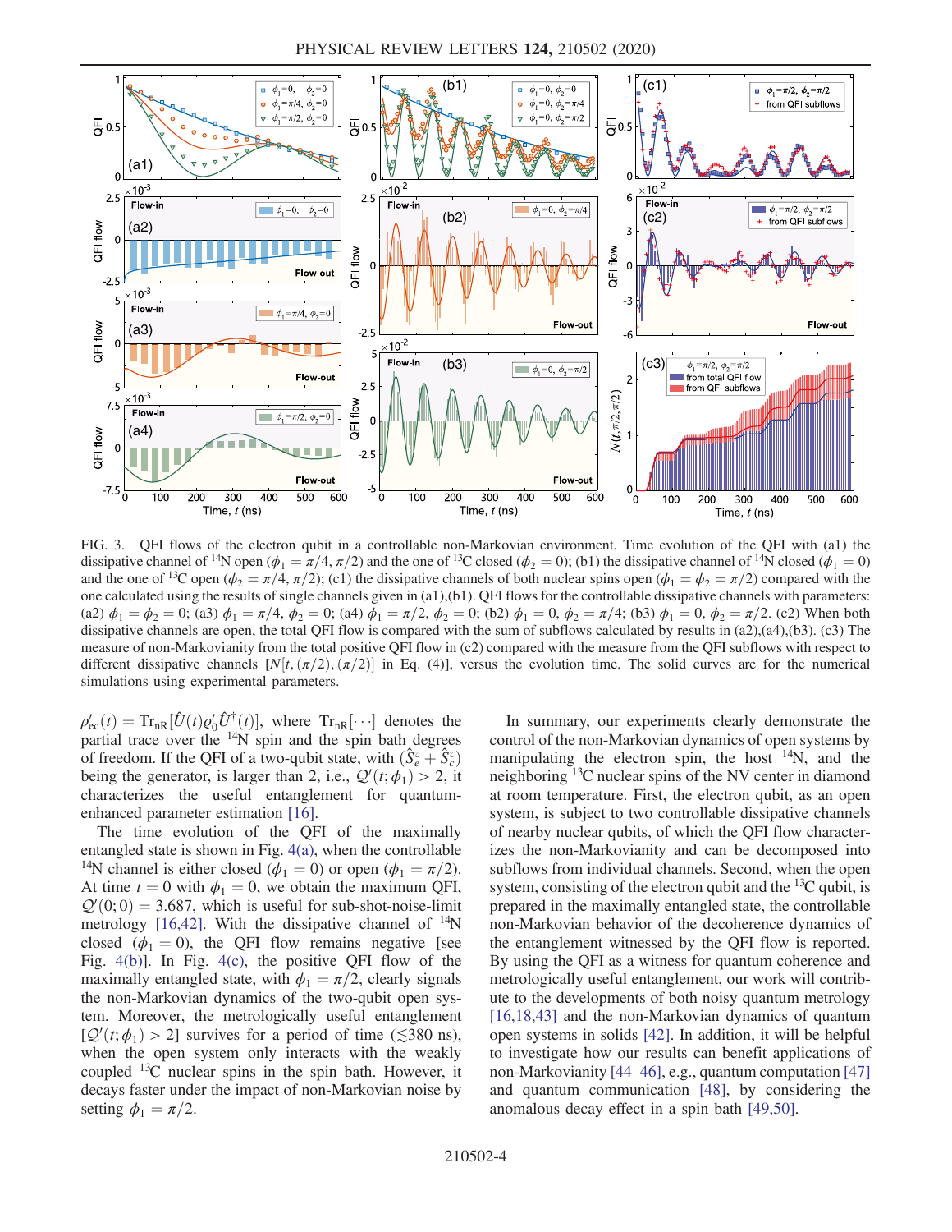FIG. 3. QFI flows of the electron qubit in a controllable non-Markovian environment. Time evolution of the QFI with (a1) the dissipative channel of $^{14}$N open ($\phi_1 = \pi/4, \pi/2$) and the one of $^{13}$C closed ($\phi_2 = 0$); (b1) the dissipative channel of $^{14}$N closed ($\phi_1 = 0$) and the one of $^{13}$C open ($\phi_2 = \pi/4, \pi/2$); (c1) the dissipative channels of both nuclear spins open ($\phi_1 = \phi_2 = \pi/2$) compared with the one calculated using the results of single channels given in (a1),(b1). QFI flows for the controllable dissipative channels with parameters: (a2) $\phi_1 = \phi_2 = 0$; (a3) $\phi_1 = \pi/4$, $\phi_2 = 0$; (a4) $\phi_1 = \pi/2$, $\phi_2 = 0$; (b2) $\phi_1 = 0$, $\phi_2 = \pi/4$; (b3) $\phi_1 = 0$, $\phi_2 = \pi/2$. (c2) When both dissipative channels are open, the total QFI flow is compared with the sum of subflows calculated by results in (a2),(a4),(b3). (c3) The measure of non-Markovianity from the total positive QFI flow in (c2) compared with the measure from the QFI subflows with respect to different dissipative channels $[\mathcal{N}[t, (\pi/2), (\pi/2)]$ in Eq. (4)], versus the evolution time. The solid curves are for the numerical simulations using experimental parameters.

$\rho'_{\mathrm{ec}}(t) = \mathrm{Tr}_{\mathrm{nR}}[\hat{U}(t)\varrho'_0\hat{U}^{\dagger}(t)]$, where $\mathrm{Tr}_{\mathrm{nR}}[\cdots]$ denotes the partial trace over the $^{14}$N spin and the spin bath degrees of freedom. If the QFI of a two-qubit state, with $(\hat{S}^z_e + \hat{S}^z_c)$ being the generator, is larger than 2, i.e., $\mathcal{Q}'(t; \phi_1) > 2$, it characterizes the useful entanglement for quantum-enhanced parameter estimation [16].

The time evolution of the QFI of the maximally entangled state is shown in Fig. 4(a), when the controllable $^{14}$N channel is either closed ($\phi_1 = 0$) or open ($\phi_1 = \pi/2$). At time $t = 0$ with $\phi_1 = 0$, we obtain the maximum QFI, $\mathcal{Q}'(0; 0) = 3.687$, which is useful for sub-shot-noise-limit metrology [16,42]. With the dissipative channel of $^{14}$N closed ($\phi_1 = 0$), the QFI flow remains negative [see Fig. 4(b)]. In Fig. 4(c), the positive QFI flow of the maximally entangled state, with $\phi_1 = \pi/2$, clearly signals the non-Markovian dynamics of the two-qubit open system. Moreover, the metrologically useful entanglement $[\mathcal{Q}'(t; \phi_1) > 2]$ survives for a period of time ($\lesssim$380 ns), when the open system only interacts with the weakly coupled $^{13}$C nuclear spins in the spin bath. However, it decays faster under the impact of non-Markovian noise by setting $\phi_1 = \pi/2$.

In summary, our experiments clearly demonstrate the control of the non-Markovian dynamics of open systems by manipulating the electron spin, the host $^{14}$N, and the neighboring $^{13}$C nuclear spins of the NV center in diamond at room temperature. First, the electron qubit, as an open system, is subject to two controllable dissipative channels of nearby nuclear qubits, of which the QFI flow characterizes the non-Markovianity and can be decomposed into subflows from individual channels. Second, when the open system, consisting of the electron qubit and the $^{13}$C qubit, is prepared in the maximally entangled state, the controllable non-Markovian behavior of the decoherence dynamics of the entanglement witnessed by the QFI flow is reported. By using the QFI as a witness for quantum coherence and metrologically useful entanglement, our work will contribute to the developments of both noisy quantum metrology [16,18,43] and the non-Markovian dynamics of quantum open systems in solids [42]. In addition, it will be helpful to investigate how our results can benefit applications of non-Markovianity [44–46], e.g., quantum computation [47] and quantum communication [48], by considering the anomalous decay effect in a spin bath [49,50].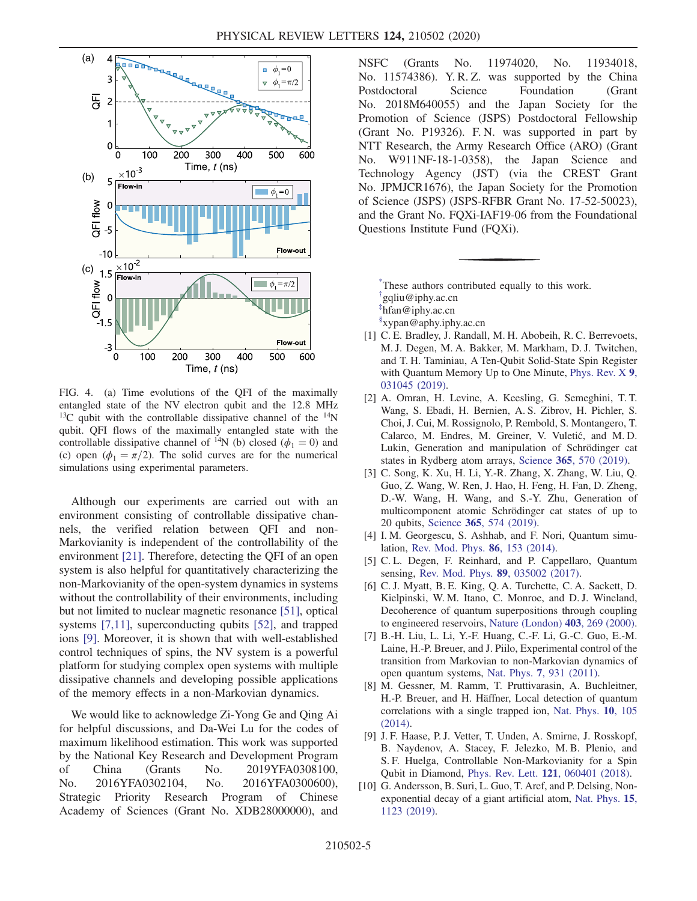FIG. 4. (a) Time evolutions of the QFI of the maximally entangled state of the NV electron qubit and the 12.8 MHz $^{13}$C qubit with the controllable dissipative channel of the $^{14}$N qubit. QFI flows of the maximally entangled state with the controllable dissipative channel of $^{14}$N (b) closed ($\phi_1 = 0$) and (c) open ($\phi_1 = \pi/2$). The solid curves are for the numerical simulations using experimental parameters.

Although our experiments are carried out with an environment consisting of controllable dissipative channels, the verified relation between QFI and non-Markovianity is independent of the controllability of the environment [21]. Therefore, detecting the QFI of an open system is also helpful for quantitatively characterizing the non-Markovianity of the open-system dynamics in systems without the controllability of their environments, including but not limited to nuclear magnetic resonance [51], optical systems [7,11], superconducting qubits [52], and trapped ions [9]. Moreover, it is shown that with well-established control techniques of spins, the NV system is a powerful platform for studying complex open systems with multiple dissipative channels and developing possible applications of the memory effects in a non-Markovian dynamics.

We would like to acknowledge Zi-Yong Ge and Qing Ai for helpful discussions, and Da-Wei Lu for the codes of maximum likelihood estimation. This work was supported by the National Key Research and Development Program of China (Grants No. 2019YFA0308100, No. 2016YFA0302104, No. 2016YFA0300600), Strategic Priority Research Program of Chinese Academy of Sciences (Grant No. XDB28000000), and NSFC (Grants No. 11974020, No. 11934018, No. 11574386). Y. R. Z. was supported by the China Postdoctoral Science Foundation (Grant No. 2018M640055) and the Japan Society for the Promotion of Science (JSPS) Postdoctoral Fellowship (Grant No. P19326). F. N. was supported in part by NTT Research, the Army Research Office (ARO) (Grant No. W911NF-18-1-0358), the Japan Science and Technology Agency (JST) (via the CREST Grant No. JPMJCR1676), the Japan Society for the Promotion of Science (JSPS) (JSPS-RFBR Grant No. 17-52-50023), and the Grant No. FQXi-IAF19-06 from the Foundational Questions Institute Fund (FQXi).

---

*These authors contributed equally to this work.
†gqliu@iphy.ac.cn
‡hfan@iphy.ac.cn
§xypan@aphy.iphy.ac.cn

[1] C. E. Bradley, J. Randall, M. H. Abobeih, R. C. Berrevoets, M. J. Degen, M. A. Bakker, M. Markham, D. J. Twitchen, and T. H. Taminiau, A Ten-Qubit Solid-State Spin Register with Quantum Memory Up to One Minute, Phys. Rev. X **9**, 031045 (2019).

[2] A. Omran, H. Levine, A. Keesling, G. Semeghini, T. T. Wang, S. Ebadi, H. Bernien, A. S. Zibrov, H. Pichler, S. Choi, J. Cui, M. Rossignolo, P. Rembold, S. Montangero, T. Calarco, M. Endres, M. Greiner, V. Vuletić, and M. D. Lukin, Generation and manipulation of Schrödinger cat states in Rydberg atom arrays, Science **365**, 570 (2019).

[3] C. Song, K. Xu, H. Li, Y.-R. Zhang, X. Zhang, W. Liu, Q. Guo, Z. Wang, W. Ren, J. Hao, H. Feng, H. Fan, D. Zheng, D.-W. Wang, H. Wang, and S.-Y. Zhu, Generation of multicomponent atomic Schrödinger cat states of up to 20 qubits, Science **365**, 574 (2019).

[4] I. M. Georgescu, S. Ashhab, and F. Nori, Quantum simulation, Rev. Mod. Phys. **86**, 153 (2014).

[5] C. L. Degen, F. Reinhard, and P. Cappellaro, Quantum sensing, Rev. Mod. Phys. **89**, 035002 (2017).

[6] C. J. Myatt, B. E. King, Q. A. Turchette, C. A. Sackett, D. Kielpinski, W. M. Itano, C. Monroe, and D. J. Wineland, Decoherence of quantum superpositions through coupling to engineered reservoirs, Nature (London) **403**, 269 (2000).

[7] B.-H. Liu, L. Li, Y.-F. Huang, C.-F. Li, G.-C. Guo, E.-M. Laine, H.-P. Breuer, and J. Piilo, Experimental control of the transition from Markovian to non-Markovian dynamics of open quantum systems, Nat. Phys. **7**, 931 (2011).

[8] M. Gessner, M. Ramm, T. Pruttivarasin, A. Buchleitner, H.-P. Breuer, and H. Häffner, Local detection of quantum correlations with a single trapped ion, Nat. Phys. **10**, 105 (2014).

[9] J. F. Haase, P. J. Vetter, T. Unden, A. Smirne, J. Rosskopf, B. Naydenov, A. Stacey, F. Jelezko, M. B. Plenio, and S. F. Huelga, Controllable Non-Markovianity for a Spin Qubit in Diamond, Phys. Rev. Lett. **121**, 060401 (2018).

[10] G. Andersson, B. Suri, L. Guo, T. Aref, and P. Delsing, Non-exponential decay of a giant artificial atom, Nat. Phys. **15**, 1123 (2019).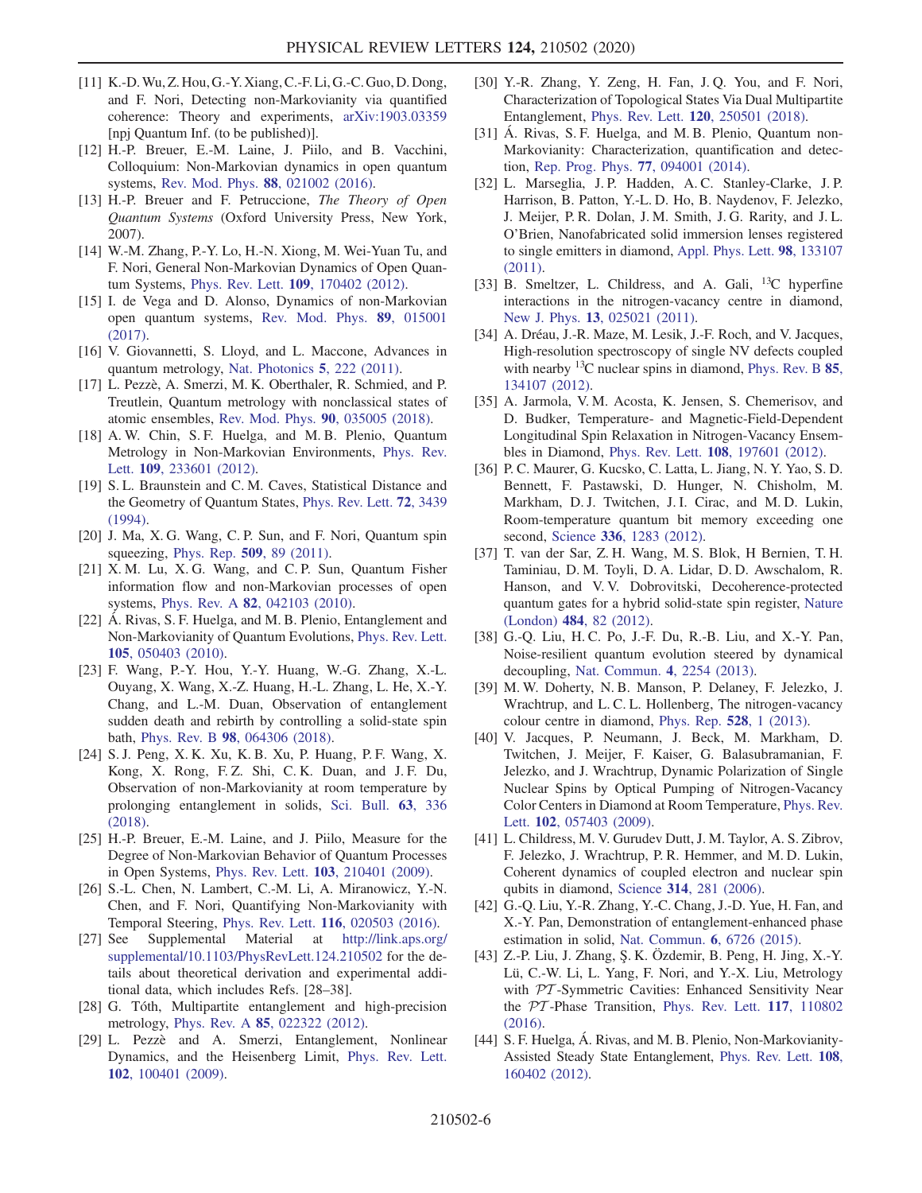[11] K.-D. Wu, Z. Hou, G.-Y. Xiang, C.-F. Li, G.-C. Guo, D. Dong, and F. Nori, Detecting non-Markovianity via quantified coherence: Theory and experiments, arXiv:1903.03359 [npj Quantum Inf. (to be published)].

[12] H.-P. Breuer, E.-M. Laine, J. Piilo, and B. Vacchini, Colloquium: Non-Markovian dynamics in open quantum systems, Rev. Mod. Phys. **88**, 021002 (2016).

[13] H.-P. Breuer and F. Petruccione, *The Theory of Open Quantum Systems* (Oxford University Press, New York, 2007).

[14] W.-M. Zhang, P.-Y. Lo, H.-N. Xiong, M. Wei-Yuan Tu, and F. Nori, General Non-Markovian Dynamics of Open Quantum Systems, Phys. Rev. Lett. **109**, 170402 (2012).

[15] I. de Vega and D. Alonso, Dynamics of non-Markovian open quantum systems, Rev. Mod. Phys. **89**, 015001 (2017).

[16] V. Giovannetti, S. Lloyd, and L. Maccone, Advances in quantum metrology, Nat. Photonics **5**, 222 (2011).

[17] L. Pezzè, A. Smerzi, M. K. Oberthaler, R. Schmied, and P. Treutlein, Quantum metrology with nonclassical states of atomic ensembles, Rev. Mod. Phys. **90**, 035005 (2018).

[18] A. W. Chin, S. F. Huelga, and M. B. Plenio, Quantum Metrology in Non-Markovian Environments, Phys. Rev. Lett. **109**, 233601 (2012).

[19] S. L. Braunstein and C. M. Caves, Statistical Distance and the Geometry of Quantum States, Phys. Rev. Lett. **72**, 3439 (1994).

[20] J. Ma, X. G. Wang, C. P. Sun, and F. Nori, Quantum spin squeezing, Phys. Rep. **509**, 89 (2011).

[21] X. M. Lu, X. G. Wang, and C. P. Sun, Quantum Fisher information flow and non-Markovian processes of open systems, Phys. Rev. A **82**, 042103 (2010).

[22] Á. Rivas, S. F. Huelga, and M. B. Plenio, Entanglement and Non-Markovianity of Quantum Evolutions, Phys. Rev. Lett. **105**, 050403 (2010).

[23] F. Wang, P.-Y. Hou, Y.-Y. Huang, W.-G. Zhang, X.-L. Ouyang, X. Wang, X.-Z. Huang, H.-L. Zhang, L. He, X.-Y. Chang, and L.-M. Duan, Observation of entanglement sudden death and rebirth by controlling a solid-state spin bath, Phys. Rev. B **98**, 064306 (2018).

[24] S. J. Peng, X. K. Xu, K. B. Xu, P. Huang, P. F. Wang, X. Kong, X. Rong, F. Z. Shi, C. K. Duan, and J. F. Du, Observation of non-Markovianity at room temperature by prolonging entanglement in solids, Sci. Bull. **63**, 336 (2018).

[25] H.-P. Breuer, E.-M. Laine, and J. Piilo, Measure for the Degree of Non-Markovian Behavior of Quantum Processes in Open Systems, Phys. Rev. Lett. **103**, 210401 (2009).

[26] S.-L. Chen, N. Lambert, C.-M. Li, A. Miranowicz, Y.-N. Chen, and F. Nori, Quantifying Non-Markovianity with Temporal Steering, Phys. Rev. Lett. **116**, 020503 (2016).

[27] See Supplemental Material at http://link.aps.org/supplemental/10.1103/PhysRevLett.124.210502 for the details about theoretical derivation and experimental additional data, which includes Refs. [28–38].

[28] G. Tóth, Multipartite entanglement and high-precision metrology, Phys. Rev. A **85**, 022322 (2012).

[29] L. Pezzè and A. Smerzi, Entanglement, Nonlinear Dynamics, and the Heisenberg Limit, Phys. Rev. Lett. **102**, 100401 (2009).

[30] Y.-R. Zhang, Y. Zeng, H. Fan, J. Q. You, and F. Nori, Characterization of Topological States Via Dual Multipartite Entanglement, Phys. Rev. Lett. **120**, 250501 (2018).

[31] Á. Rivas, S. F. Huelga, and M. B. Plenio, Quantum non-Markovianity: Characterization, quantification and detection, Rep. Prog. Phys. **77**, 094001 (2014).

[32] L. Marseglia, J. P. Hadden, A. C. Stanley-Clarke, J. P. Harrison, B. Patton, Y.-L. D. Ho, B. Naydenov, F. Jelezko, J. Meijer, P. R. Dolan, J. M. Smith, J. G. Rarity, and J. L. O'Brien, Nanofabricated solid immersion lenses registered to single emitters in diamond, Appl. Phys. Lett. **98**, 133107 (2011).

[33] B. Smeltzer, L. Childress, and A. Gali, $^{13}$C hyperfine interactions in the nitrogen-vacancy centre in diamond, New J. Phys. **13**, 025021 (2011).

[34] A. Dréau, J.-R. Maze, M. Lesik, J.-F. Roch, and V. Jacques, High-resolution spectroscopy of single NV defects coupled with nearby $^{13}$C nuclear spins in diamond, Phys. Rev. B **85**, 134107 (2012).

[35] A. Jarmola, V. M. Acosta, K. Jensen, S. Chemerisov, and D. Budker, Temperature- and Magnetic-Field-Dependent Longitudinal Spin Relaxation in Nitrogen-Vacancy Ensembles in Diamond, Phys. Rev. Lett. **108**, 197601 (2012).

[36] P. C. Maurer, G. Kucsko, C. Latta, L. Jiang, N. Y. Yao, S. D. Bennett, F. Pastawski, D. Hunger, N. Chisholm, M. Markham, D. J. Twitchen, J. I. Cirac, and M. D. Lukin, Room-temperature quantum bit memory exceeding one second, Science **336**, 1283 (2012).

[37] T. van der Sar, Z. H. Wang, M. S. Blok, H Bernien, T. H. Taminiau, D. M. Toyli, D. A. Lidar, D. D. Awschalom, R. Hanson, and V. V. Dobrovitski, Decoherence-protected quantum gates for a hybrid solid-state spin register, Nature (London) **484**, 82 (2012).

[38] G.-Q. Liu, H. C. Po, J.-F. Du, R.-B. Liu, and X.-Y. Pan, Noise-resilient quantum evolution steered by dynamical decoupling, Nat. Commun. **4**, 2254 (2013).

[39] M. W. Doherty, N. B. Manson, P. Delaney, F. Jelezko, J. Wrachtrup, and L. C. L. Hollenberg, The nitrogen-vacancy colour centre in diamond, Phys. Rep. **528**, 1 (2013).

[40] V. Jacques, P. Neumann, J. Beck, M. Markham, D. Twitchen, J. Meijer, F. Kaiser, G. Balasubramanian, F. Jelezko, and J. Wrachtrup, Dynamic Polarization of Single Nuclear Spins by Optical Pumping of Nitrogen-Vacancy Color Centers in Diamond at Room Temperature, Phys. Rev. Lett. **102**, 057403 (2009).

[41] L. Childress, M. V. Gurudev Dutt, J. M. Taylor, A. S. Zibrov, F. Jelezko, J. Wrachtrup, P. R. Hemmer, and M. D. Lukin, Coherent dynamics of coupled electron and nuclear spin qubits in diamond, Science **314**, 281 (2006).

[42] G.-Q. Liu, Y.-R. Zhang, Y.-C. Chang, J.-D. Yue, H. Fan, and X.-Y. Pan, Demonstration of entanglement-enhanced phase estimation in solid, Nat. Commun. **6**, 6726 (2015).

[43] Z.-P. Liu, J. Zhang, Ş. K. Özdemir, B. Peng, H. Jing, X.-Y. Lü, C.-W. Li, L. Yang, F. Nori, and Y.-X. Liu, Metrology with $\mathcal{PT}$-Symmetric Cavities: Enhanced Sensitivity Near the $\mathcal{PT}$-Phase Transition, Phys. Rev. Lett. **117**, 110802 (2016).

[44] S. F. Huelga, Á. Rivas, and M. B. Plenio, Non-Markovianity-Assisted Steady State Entanglement, Phys. Rev. Lett. **108**, 160402 (2012).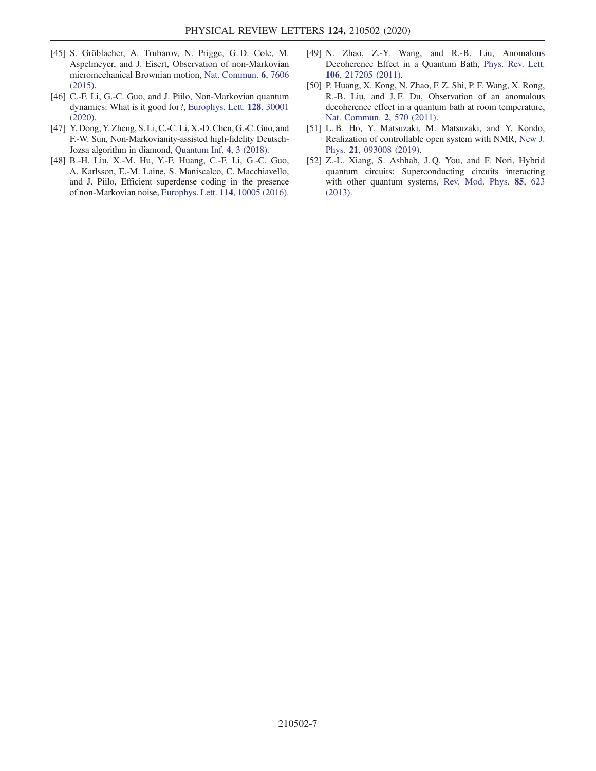[45] S. Gröblacher, A. Trubarov, N. Prigge, G. D. Cole, M. Aspelmeyer, and J. Eisert, Observation of non-Markovian micromechanical Brownian motion, Nat. Commun. **6**, 7606 (2015).

[46] C.-F. Li, G.-C. Guo, and J. Piilo, Non-Markovian quantum dynamics: What is it good for?, Europhys. Lett. **128**, 30001 (2020).

[47] Y. Dong, Y. Zheng, S. Li, C.-C. Li, X.-D. Chen, G.-C. Guo, and F.-W. Sun, Non-Markovianity-assisted high-fidelity Deutsch-Jozsa algorithm in diamond, Quantum Inf. **4**, 3 (2018).

[48] B.-H. Liu, X.-M. Hu, Y.-F. Huang, C.-F. Li, G.-C. Guo, A. Karlsson, E.-M. Laine, S. Maniscalco, C. Macchiavello, and J. Piilo, Efficient superdense coding in the presence of non-Markovian noise, Europhys. Lett. **114**, 10005 (2016).

[49] N. Zhao, Z.-Y. Wang, and R.-B. Liu, Anomalous Decoherence Effect in a Quantum Bath, Phys. Rev. Lett. **106**, 217205 (2011).

[50] P. Huang, X. Kong, N. Zhao, F. Z. Shi, P. F. Wang, X. Rong, R.-B. Liu, and J. F. Du, Observation of an anomalous decoherence effect in a quantum bath at room temperature, Nat. Commun. **2**, 570 (2011).

[51] L. B. Ho, Y. Matsuzaki, M. Matsuzaki, and Y. Kondo, Realization of controllable open system with NMR, New J. Phys. **21**, 093008 (2019).

[52] Z.-L. Xiang, S. Ashhab, J. Q. You, and F. Nori, Hybrid quantum circuits: Superconducting circuits interacting with other quantum systems, Rev. Mod. Phys. **85**, 623 (2013).